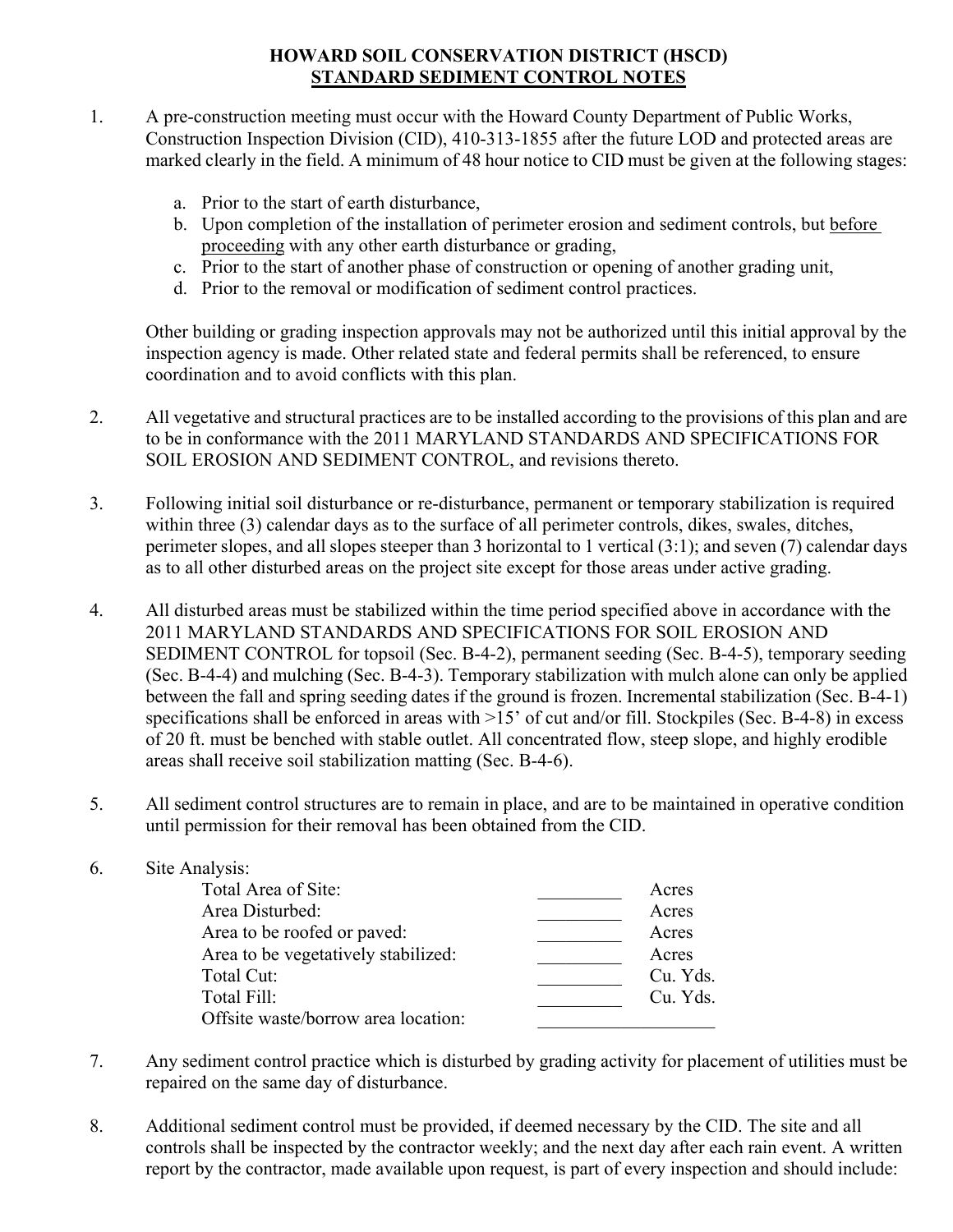# HOWARD SOIL CONSERVATION DISTRICT (HSCD)
## STANDARD SEDIMENT CONTROL NOTES

1. A pre-construction meeting must occur with the Howard County Department of Public Works, Construction Inspection Division (CID), 410-313-1855 after the future LOD and protected areas are marked clearly in the field. A minimum of 48 hour notice to CID must be given at the following stages:

   a. Prior to the start of earth disturbance,
   b. Upon completion of the installation of perimeter erosion and sediment controls, but before proceeding with any other earth disturbance or grading,
   c. Prior to the start of another phase of construction or opening of another grading unit,
   d. Prior to the removal or modification of sediment control practices.

   Other building or grading inspection approvals may not be authorized until this initial approval by the inspection agency is made. Other related state and federal permits shall be referenced, to ensure coordination and to avoid conflicts with this plan.

2. All vegetative and structural practices are to be installed according to the provisions of this plan and are to be in conformance with the 2011 MARYLAND STANDARDS AND SPECIFICATIONS FOR SOIL EROSION AND SEDIMENT CONTROL, and revisions thereto.

3. Following initial soil disturbance or re-disturbance, permanent or temporary stabilization is required within three (3) calendar days as to the surface of all perimeter controls, dikes, swales, ditches, perimeter slopes, and all slopes steeper than 3 horizontal to 1 vertical (3:1); and seven (7) calendar days as to all other disturbed areas on the project site except for those areas under active grading.

4. All disturbed areas must be stabilized within the time period specified above in accordance with the 2011 MARYLAND STANDARDS AND SPECIFICATIONS FOR SOIL EROSION AND SEDIMENT CONTROL for topsoil (Sec. B-4-2), permanent seeding (Sec. B-4-5), temporary seeding (Sec. B-4-4) and mulching (Sec. B-4-3). Temporary stabilization with mulch alone can only be applied between the fall and spring seeding dates if the ground is frozen. Incremental stabilization (Sec. B-4-1) specifications shall be enforced in areas with >15' of cut and/or fill. Stockpiles (Sec. B-4-8) in excess of 20 ft. must be benched with stable outlet. All concentrated flow, steep slope, and highly erodible areas shall receive soil stabilization matting (Sec. B-4-6).

5. All sediment control structures are to remain in place, and are to be maintained in operative condition until permission for their removal has been obtained from the CID.

6. Site Analysis:

   | | | |
   |---|---|---|
   | Total Area of Site: | _________ | Acres |
   | Area Disturbed: | _________ | Acres |
   | Area to be roofed or paved: | _________ | Acres |
   | Area to be vegetatively stabilized: | _________ | Acres |
   | Total Cut: | _________ | Cu. Yds. |
   | Total Fill: | _________ | Cu. Yds. |
   | Offsite waste/borrow area location: | ___________________ | |

7. Any sediment control practice which is disturbed by grading activity for placement of utilities must be repaired on the same day of disturbance.

8. Additional sediment control must be provided, if deemed necessary by the CID. The site and all controls shall be inspected by the contractor weekly; and the next day after each rain event. A written report by the contractor, made available upon request, is part of every inspection and should include: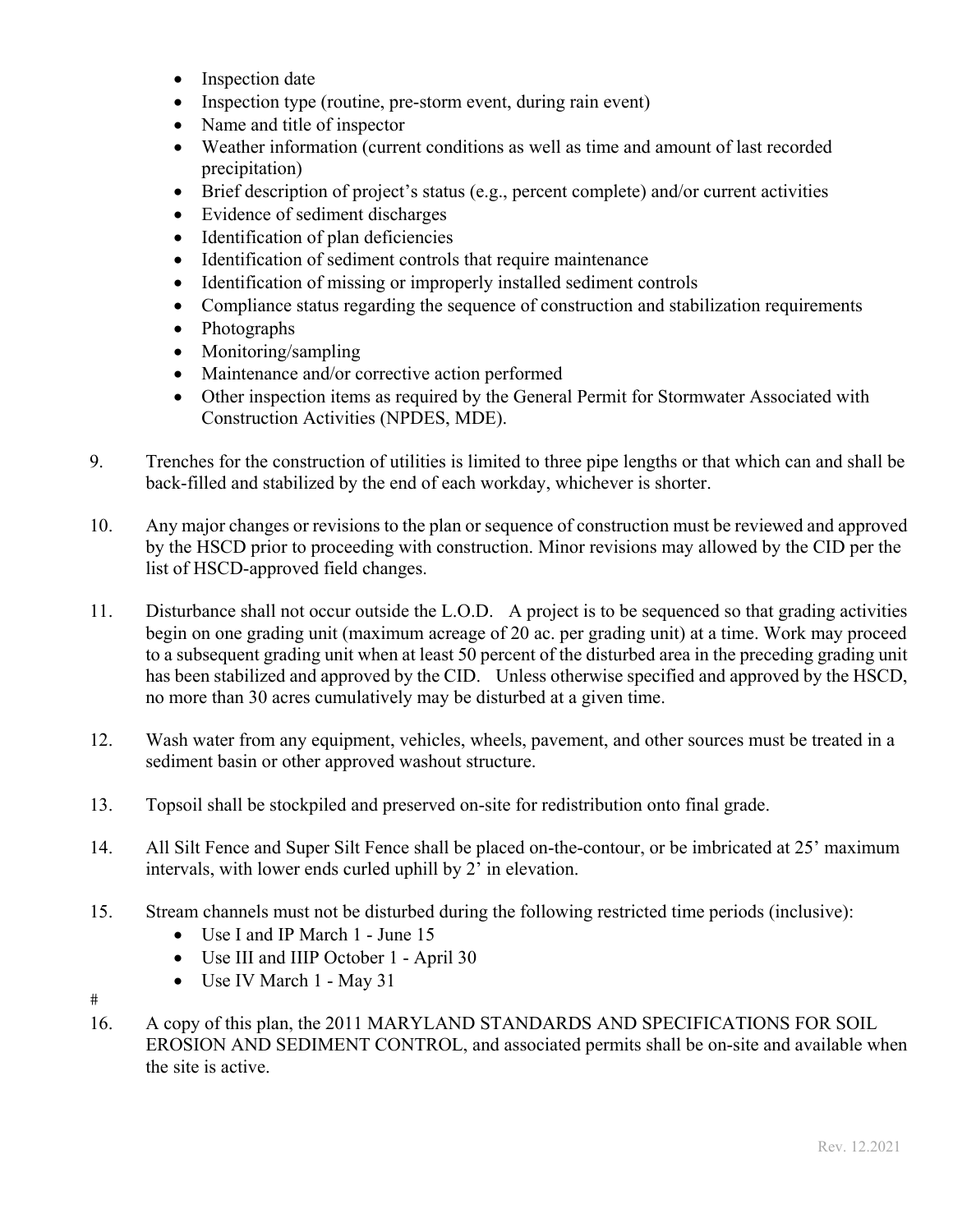- Inspection date
- Inspection type (routine, pre-storm event, during rain event)
- Name and title of inspector
- Weather information (current conditions as well as time and amount of last recorded precipitation)
- Brief description of project's status (e.g., percent complete) and/or current activities
- Evidence of sediment discharges
- Identification of plan deficiencies
- Identification of sediment controls that require maintenance
- Identification of missing or improperly installed sediment controls
- Compliance status regarding the sequence of construction and stabilization requirements
- Photographs
- Monitoring/sampling
- Maintenance and/or corrective action performed
- Other inspection items as required by the General Permit for Stormwater Associated with Construction Activities (NPDES, MDE).

9. Trenches for the construction of utilities is limited to three pipe lengths or that which can and shall be back-filled and stabilized by the end of each workday, whichever is shorter.

10. Any major changes or revisions to the plan or sequence of construction must be reviewed and approved by the HSCD prior to proceeding with construction. Minor revisions may allowed by the CID per the list of HSCD-approved field changes.

11. Disturbance shall not occur outside the L.O.D. A project is to be sequenced so that grading activities begin on one grading unit (maximum acreage of 20 ac. per grading unit) at a time. Work may proceed to a subsequent grading unit when at least 50 percent of the disturbed area in the preceding grading unit has been stabilized and approved by the CID. Unless otherwise specified and approved by the HSCD, no more than 30 acres cumulatively may be disturbed at a given time.

12. Wash water from any equipment, vehicles, wheels, pavement, and other sources must be treated in a sediment basin or other approved washout structure.

13. Topsoil shall be stockpiled and preserved on-site for redistribution onto final grade.

14. All Silt Fence and Super Silt Fence shall be placed on-the-contour, or be imbricated at 25' maximum intervals, with lower ends curled uphill by 2' in elevation.

15. Stream channels must not be disturbed during the following restricted time periods (inclusive):
    - Use I and IP March 1 - June 15
    - Use III and IIIP October 1 - April 30
    - Use IV March 1 - May 31

#

16. A copy of this plan, the 2011 MARYLAND STANDARDS AND SPECIFICATIONS FOR SOIL EROSION AND SEDIMENT CONTROL, and associated permits shall be on-site and available when the site is active.

Rev. 12.2021